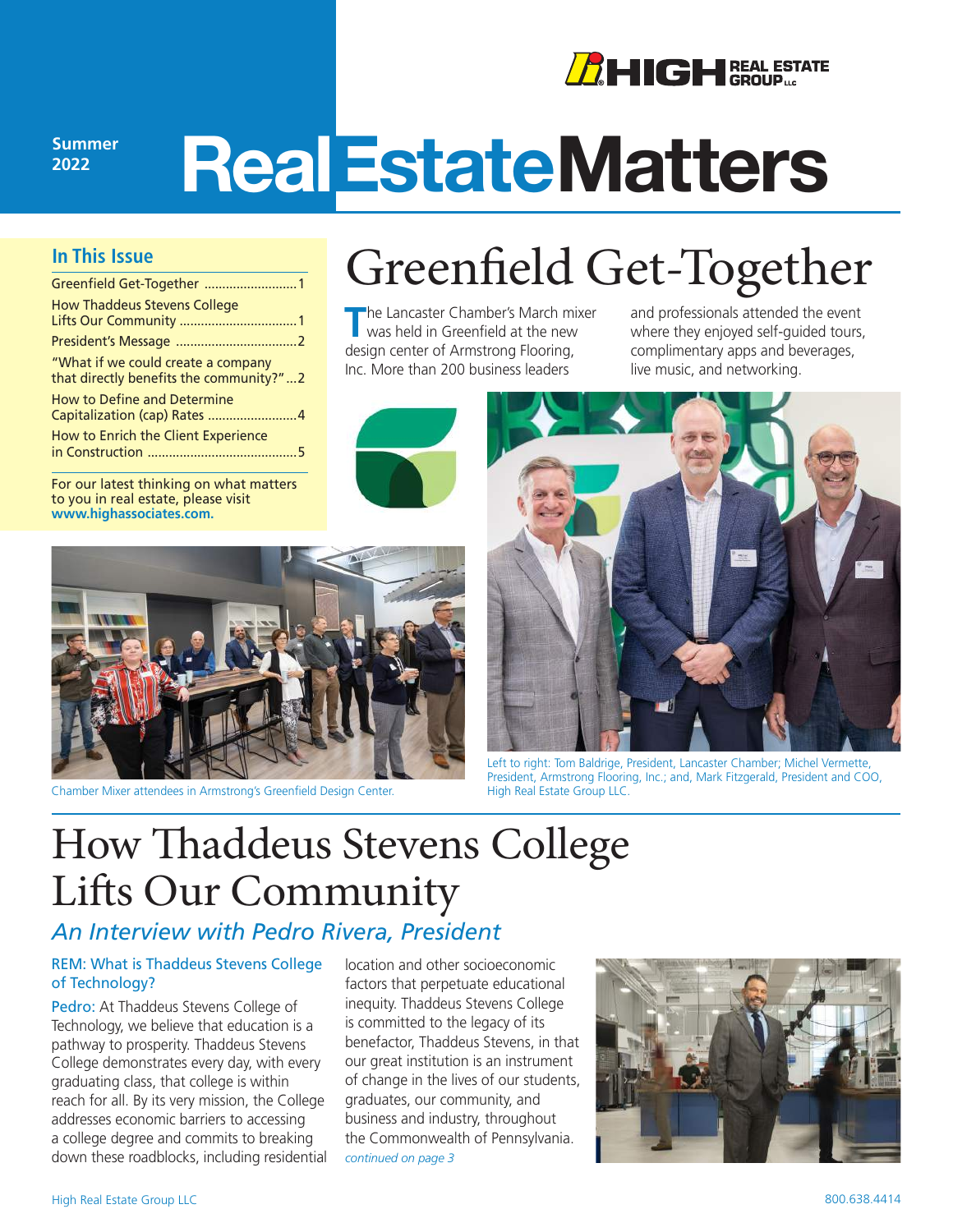Summer 2022

# RealEstateMatters

## In This Issue

- Greenfield Get-Together ..........1
- How Thaddeus Stevens College Lifts Our Community ..........1
- President's Message ..........2
- "What if we could create a company that directly benefits the community?" ...2
- How to Define and Determine Capitalization (cap) Rates ..........4
- How to Enrich the Client Experience in Construction ..........5

For our latest thinking on what matters to you in real estate, please visit **www.highassociates.com.**

# Greenfield Get-Together

The Lancaster Chamber's March mixer was held in Greenfield at the new design center of Armstrong Flooring, Inc. More than 200 business leaders and professionals attended the event where they enjoyed self-guided tours, complimentary apps and beverages, live music, and networking.

Chamber Mixer attendees in Armstrong's Greenfield Design Center.

Left to right: Tom Baldrige, President, Lancaster Chamber; Michel Vermette, President, Armstrong Flooring, Inc.; and, Mark Fitzgerald, President and COO, High Real Estate Group LLC.

# How Thaddeus Stevens College Lifts Our Community

## *An Interview with Pedro Rivera, President*

**REM: What is Thaddeus Stevens College of Technology?**

**Pedro:** At Thaddeus Stevens College of Technology, we believe that education is a pathway to prosperity. Thaddeus Stevens College demonstrates every day, with every graduating class, that college is within reach for all. By its very mission, the College addresses economic barriers to accessing a college degree and commits to breaking down these roadblocks, including residential location and other socioeconomic factors that perpetuate educational inequity. Thaddeus Stevens College is committed to the legacy of its benefactor, Thaddeus Stevens, in that our great institution is an instrument of change in the lives of our students, graduates, our community, and business and industry, throughout the Commonwealth of Pennsylvania.

*continued on page 3*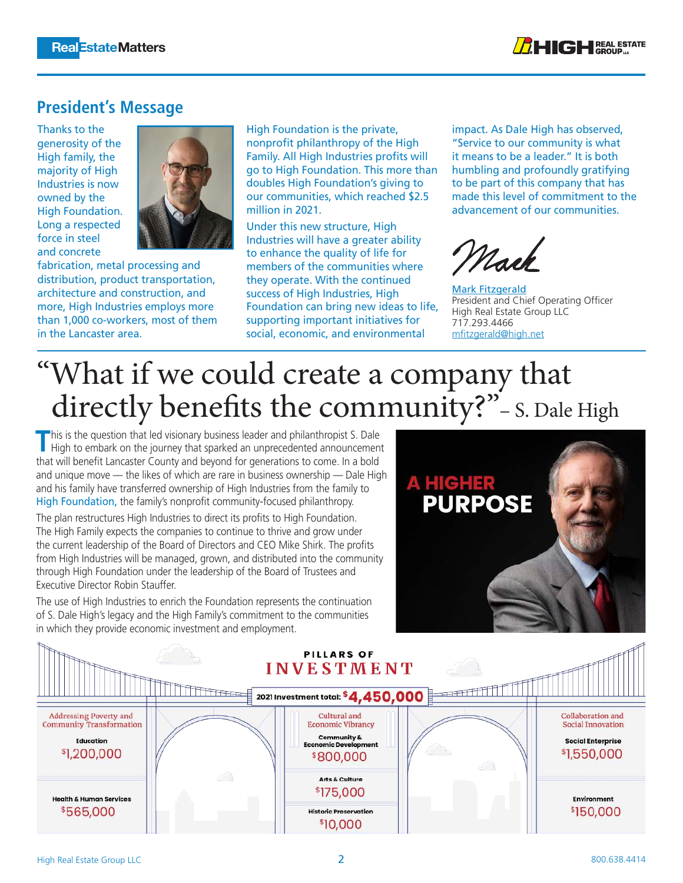## President's Message

Thanks to the generosity of the High family, the majority of High Industries is now owned by the High Foundation. Long a respected force in steel and concrete fabrication, metal processing and distribution, product transportation, architecture and construction, and more, High Industries employs more than 1,000 co-workers, most of them in the Lancaster area.

High Foundation is the private, nonprofit philanthropy of the High Family. All High Industries profits will go to High Foundation. This more than doubles High Foundation's giving to our communities, which reached $2.5 million in 2021.

Under this new structure, High Industries will have a greater ability to enhance the quality of life for members of the communities where they operate. With the continued success of High Industries, High Foundation can bring new ideas to life, supporting important initiatives for social, economic, and environmental impact. As Dale High has observed, "Service to our community is what it means to be a leader." It is both humbling and profoundly gratifying to be part of this company that has made this level of commitment to the advancement of our communities.

*Mark*

Mark Fitzgerald
President and Chief Operating Officer
High Real Estate Group LLC
717.293.4466
mfitzgerald@high.net

# "What if we could create a company that directly benefits the community?" – S. Dale High

This is the question that led visionary business leader and philanthropist S. Dale High to embark on the journey that sparked an unprecedented announcement that will benefit Lancaster County and beyond for generations to come. In a bold and unique move — the likes of which are rare in business ownership — Dale High and his family have transferred ownership of High Industries from the family to High Foundation, the family's nonprofit community-focused philanthropy.

The plan restructures High Industries to direct its profits to High Foundation. The High Family expects the companies to continue to thrive and grow under the current leadership of the Board of Directors and CEO Mike Shirk. The profits from High Industries will be managed, grown, and distributed into the community through High Foundation under the leadership of the Board of Trustees and Executive Director Robin Stauffer.

The use of High Industries to enrich the Foundation represents the continuation of S. Dale High's legacy and the High Family's commitment to the communities in which they provide economic investment and employment.

**A HIGHER PURPOSE**

## PILLARS OF INVESTMENT

**2021 Investment total: $4,450,000**

| Addressing Poverty and Community Transformation | Cultural and Economic Vibrancy | Collaboration and Social Innovation |
|---|---|---|
| Education: $1,200,000 | Community & Economic Development: $800,000 | Social Enterprise: $1,550,000 |
| Health & Human Services: $565,000 | Arts & Culture: $175,000 | Environment: $150,000 |
| | Historic Preservation: $10,000 | |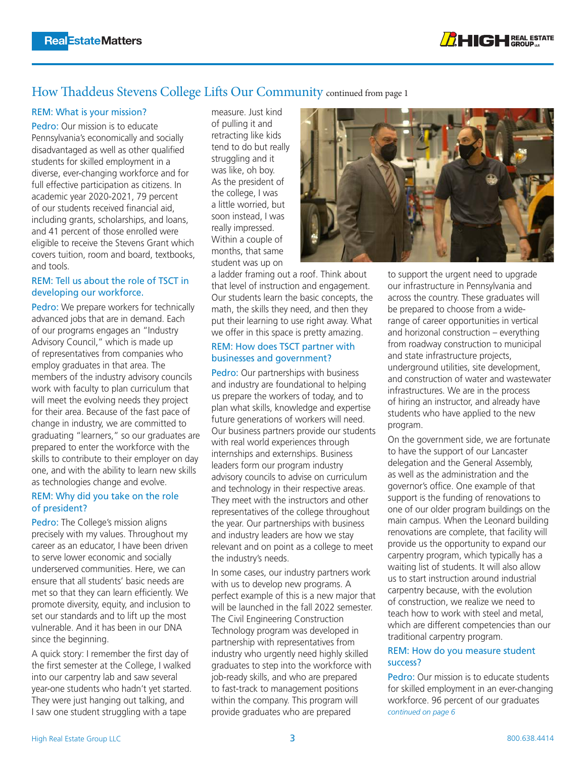## How Thaddeus Stevens College Lifts Our Community continued from page 1

**REM: What is your mission?**

Pedro: Our mission is to educate Pennsylvania's economically and socially disadvantaged as well as other qualified students for skilled employment in a diverse, ever-changing workforce and for full effective participation as citizens. In academic year 2020-2021, 79 percent of our students received financial aid, including grants, scholarships, and loans, and 41 percent of those enrolled were eligible to receive the Stevens Grant which covers tuition, room and board, textbooks, and tools.

**REM: Tell us about the role of TSCT in developing our workforce.**

Pedro: We prepare workers for technically advanced jobs that are in demand. Each of our programs engages an "Industry Advisory Council," which is made up of representatives from companies who employ graduates in that area. The members of the industry advisory councils work with faculty to plan curriculum that will meet the evolving needs they project for their area. Because of the fast pace of change in industry, we are committed to graduating "learners," so our graduates are prepared to enter the workforce with the skills to contribute to their employer on day one, and with the ability to learn new skills as technologies change and evolve.

**REM: Why did you take on the role of president?**

Pedro: The College's mission aligns precisely with my values. Throughout my career as an educator, I have been driven to serve lower economic and socially underserved communities. Here, we can ensure that all students' basic needs are met so that they can learn efficiently. We promote diversity, equity, and inclusion to set our standards and to lift up the most vulnerable. And it has been in our DNA since the beginning.

A quick story: I remember the first day of the first semester at the College, I walked into our carpentry lab and saw several year-one students who hadn't yet started. They were just hanging out talking, and I saw one student struggling with a tape measure. Just kind of pulling it and retracting like kids tend to do but really struggling and it was like, oh boy. As the president of the college, I was a little worried, but soon instead, I was really impressed. Within a couple of months, that same student was up on a ladder framing out a roof. Think about that level of instruction and engagement. Our students learn the basic concepts, the math, the skills they need, and then they put their learning to use right away. What we offer in this space is pretty amazing.

**REM: How does TSCT partner with businesses and government?**

Pedro: Our partnerships with business and industry are foundational to helping us prepare the workers of today, and to plan what skills, knowledge and expertise future generations of workers will need. Our business partners provide our students with real world experiences through internships and externships. Business leaders form our program industry advisory councils to advise on curriculum and technology in their respective areas. They meet with the instructors and other representatives of the college throughout the year. Our partnerships with business and industry leaders are how we stay relevant and on point as a college to meet the industry's needs.

In some cases, our industry partners work with us to develop new programs. A perfect example of this is a new major that will be launched in the fall 2022 semester. The Civil Engineering Construction Technology program was developed in partnership with representatives from industry who urgently need highly skilled graduates to step into the workforce with job-ready skills, and who are prepared to fast-track to management positions within the company. This program will provide graduates who are prepared to support the urgent need to upgrade our infrastructure in Pennsylvania and across the country. These graduates will be prepared to choose from a wide-range of career opportunities in vertical and horizonal construction – everything from roadway construction to municipal and state infrastructure projects, underground utilities, site development, and construction of water and wastewater infrastructures. We are in the process of hiring an instructor, and already have students who have applied to the new program.

On the government side, we are fortunate to have the support of our Lancaster delegation and the General Assembly, as well as the administration and the governor's office. One example of that support is the funding of renovations to one of our older program buildings on the main campus. When the Leonard building renovations are complete, that facility will provide us the opportunity to expand our carpentry program, which typically has a waiting list of students. It will also allow us to start instruction around industrial carpentry because, with the evolution of construction, we realize we need to teach how to work with steel and metal, which are different competencies than our traditional carpentry program.

**REM: How do you measure student success?**

Pedro: Our mission is to educate students for skilled employment in an ever-changing workforce. 96 percent of our graduates

*continued on page 6*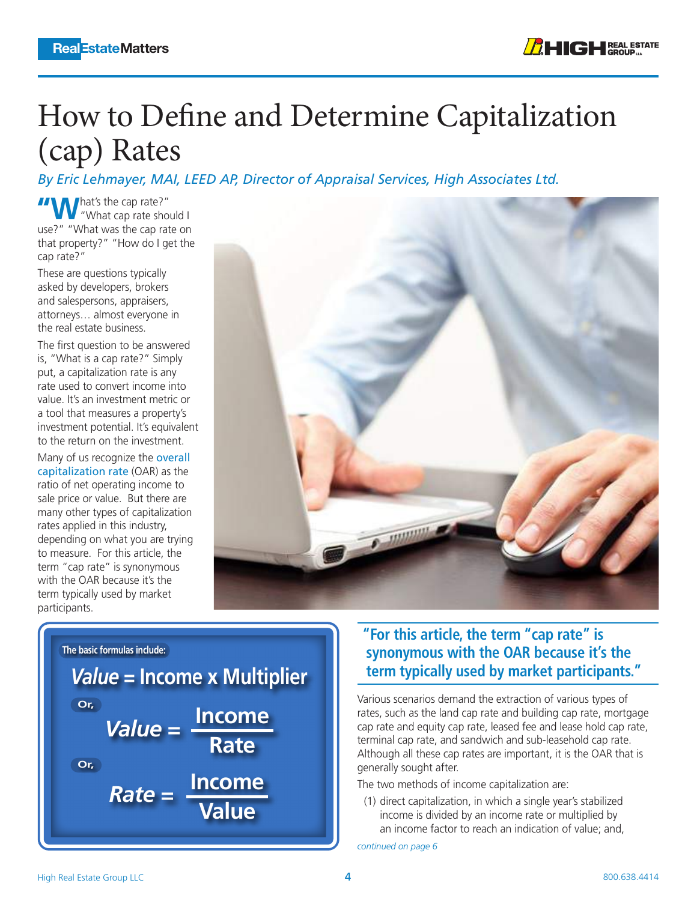# How to Define and Determine Capitalization (cap) Rates

*By Eric Lehmayer, MAI, LEED AP, Director of Appraisal Services, High Associates Ltd.*

"What's the cap rate?" "What cap rate should I use?" "What was the cap rate on that property?" "How do I get the cap rate?"

These are questions typically asked by developers, brokers and salespersons, appraisers, attorneys… almost everyone in the real estate business.

The first question to be answered is, "What is a cap rate?" Simply put, a capitalization rate is any rate used to convert income into value. It's an investment metric or a tool that measures a property's investment potential. It's equivalent to the return on the investment.

Many of us recognize the overall capitalization rate (OAR) as the ratio of net operating income to sale price or value. But there are many other types of capitalization rates applied in this industry, depending on what you are trying to measure. For this article, the term "cap rate" is synonymous with the OAR because it's the term typically used by market participants.

**The basic formulas include:**

$$\textit{Value} = \text{Income} \times \text{Multiplier}$$

Or,

$$\textit{Value} = \frac{\text{Income}}{\text{Rate}}$$

Or,

$$\textit{Rate} = \frac{\text{Income}}{\text{Value}}$$

> **"For this article, the term "cap rate" is synonymous with the OAR because it's the term typically used by market participants."**

Various scenarios demand the extraction of various types of rates, such as the land cap rate and building cap rate, mortgage cap rate and equity cap rate, leased fee and lease hold cap rate, terminal cap rate, and sandwich and sub-leasehold cap rate. Although all these cap rates are important, it is the OAR that is generally sought after.

The two methods of income capitalization are:

(1) direct capitalization, in which a single year's stabilized income is divided by an income rate or multiplied by an income factor to reach an indication of value; and,

*continued on page 6*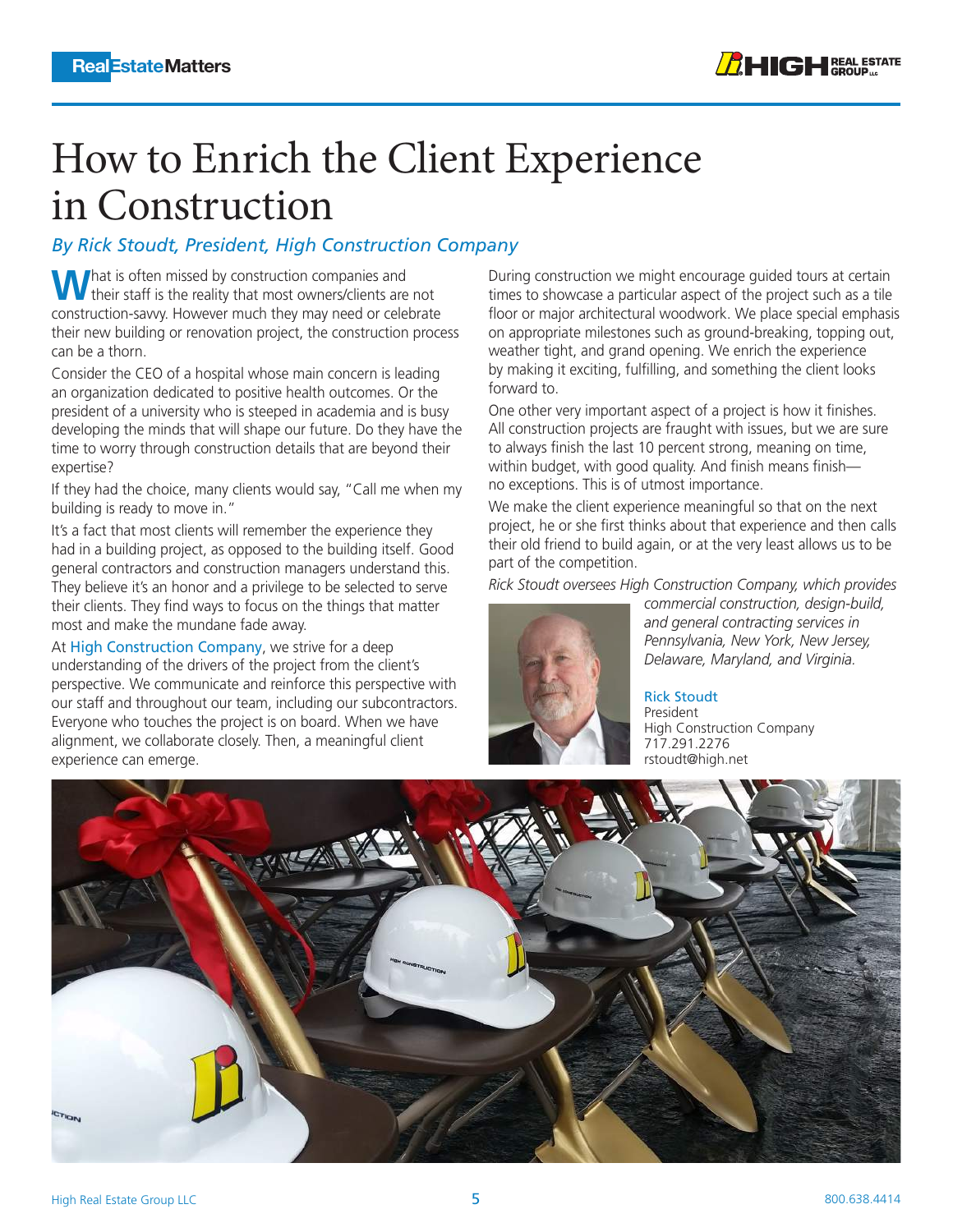# How to Enrich the Client Experience in Construction

*By Rick Stoudt, President, High Construction Company*

What is often missed by construction companies and their staff is the reality that most owners/clients are not construction-savvy. However much they may need or celebrate their new building or renovation project, the construction process can be a thorn.

Consider the CEO of a hospital whose main concern is leading an organization dedicated to positive health outcomes. Or the president of a university who is steeped in academia and is busy developing the minds that will shape our future. Do they have the time to worry through construction details that are beyond their expertise?

If they had the choice, many clients would say, "Call me when my building is ready to move in."

It's a fact that most clients will remember the experience they had in a building project, as opposed to the building itself. Good general contractors and construction managers understand this. They believe it's an honor and a privilege to be selected to serve their clients. They find ways to focus on the things that matter most and make the mundane fade away.

At High Construction Company, we strive for a deep understanding of the drivers of the project from the client's perspective. We communicate and reinforce this perspective with our staff and throughout our team, including our subcontractors. Everyone who touches the project is on board. When we have alignment, we collaborate closely. Then, a meaningful client experience can emerge.

During construction we might encourage guided tours at certain times to showcase a particular aspect of the project such as a tile floor or major architectural woodwork. We place special emphasis on appropriate milestones such as ground-breaking, topping out, weather tight, and grand opening. We enrich the experience by making it exciting, fulfilling, and something the client looks forward to.

One other very important aspect of a project is how it finishes. All construction projects are fraught with issues, but we are sure to always finish the last 10 percent strong, meaning on time, within budget, with good quality. And finish means finish—no exceptions. This is of utmost importance.

We make the client experience meaningful so that on the next project, he or she first thinks about that experience and then calls their old friend to build again, or at the very least allows us to be part of the competition.

*Rick Stoudt oversees High Construction Company, which provides commercial construction, design-build, and general contracting services in Pennsylvania, New York, New Jersey, Delaware, Maryland, and Virginia.*

Rick Stoudt
President
High Construction Company
717.291.2276
rstoudt@high.net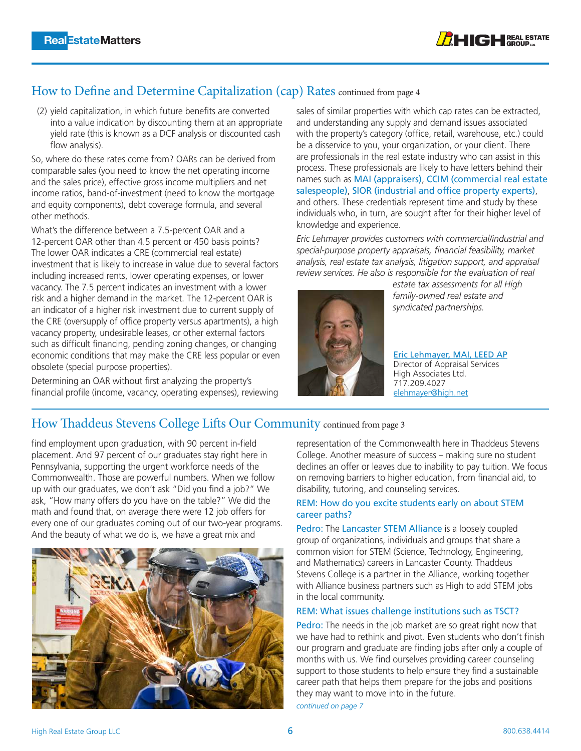## How to Define and Determine Capitalization (cap) Rates continued from page 4

(2) yield capitalization, in which future benefits are converted into a value indication by discounting them at an appropriate yield rate (this is known as a DCF analysis or discounted cash flow analysis).

So, where do these rates come from? OARs can be derived from comparable sales (you need to know the net operating income and the sales price), effective gross income multipliers and net income ratios, band-of-investment (need to know the mortgage and equity components), debt coverage formula, and several other methods.

What's the difference between a 7.5-percent OAR and a 12-percent OAR other than 4.5 percent or 450 basis points? The lower OAR indicates a CRE (commercial real estate) investment that is likely to increase in value due to several factors including increased rents, lower operating expenses, or lower vacancy. The 7.5 percent indicates an investment with a lower risk and a higher demand in the market. The 12-percent OAR is an indicator of a higher risk investment due to current supply of the CRE (oversupply of office property versus apartments), a high vacancy property, undesirable leases, or other external factors such as difficult financing, pending zoning changes, or changing economic conditions that may make the CRE less popular or even obsolete (special purpose properties).

Determining an OAR without first analyzing the property's financial profile (income, vacancy, operating expenses), reviewing sales of similar properties with which cap rates can be extracted, and understanding any supply and demand issues associated with the property's category (office, retail, warehouse, etc.) could be a disservice to you, your organization, or your client. There are professionals in the real estate industry who can assist in this process. These professionals are likely to have letters behind their names such as MAI (appraisers), CCIM (commercial real estate salespeople), SIOR (industrial and office property experts), and others. These credentials represent time and study by these individuals who, in turn, are sought after for their higher level of knowledge and experience.

*Eric Lehmayer provides customers with commercial/industrial and special-purpose property appraisals, financial feasibility, market analysis, real estate tax analysis, litigation support, and appraisal review services. He also is responsible for the evaluation of real estate tax assessments for all High family-owned real estate and syndicated partnerships.*

Eric Lehmayer, MAI, LEED AP
Director of Appraisal Services
High Associates Ltd.
717.209.4027
elehmayer@high.net

## How Thaddeus Stevens College Lifts Our Community continued from page 3

find employment upon graduation, with 90 percent in-field placement. And 97 percent of our graduates stay right here in Pennsylvania, supporting the urgent workforce needs of the Commonwealth. Those are powerful numbers. When we follow up with our graduates, we don't ask "Did you find a job?" We ask, "How many offers do you have on the table?" We did the math and found that, on average there were 12 job offers for every one of our graduates coming out of our two-year programs. And the beauty of what we do is, we have a great mix and representation of the Commonwealth here in Thaddeus Stevens College. Another measure of success – making sure no student declines an offer or leaves due to inability to pay tuition. We focus on removing barriers to higher education, from financial aid, to disability, tutoring, and counseling services.

**REM: How do you excite students early on about STEM career paths?**

**Pedro:** The Lancaster STEM Alliance is a loosely coupled group of organizations, individuals and groups that share a common vision for STEM (Science, Technology, Engineering, and Mathematics) careers in Lancaster County. Thaddeus Stevens College is a partner in the Alliance, working together with Alliance business partners such as High to add STEM jobs in the local community.

**REM: What issues challenge institutions such as TSCT?**

**Pedro:** The needs in the job market are so great right now that we have had to rethink and pivot. Even students who don't finish our program and graduate are finding jobs after only a couple of months with us. We find ourselves providing career counseling support to those students to help ensure they find a sustainable career path that helps them prepare for the jobs and positions they may want to move into in the future.

*continued on page 7*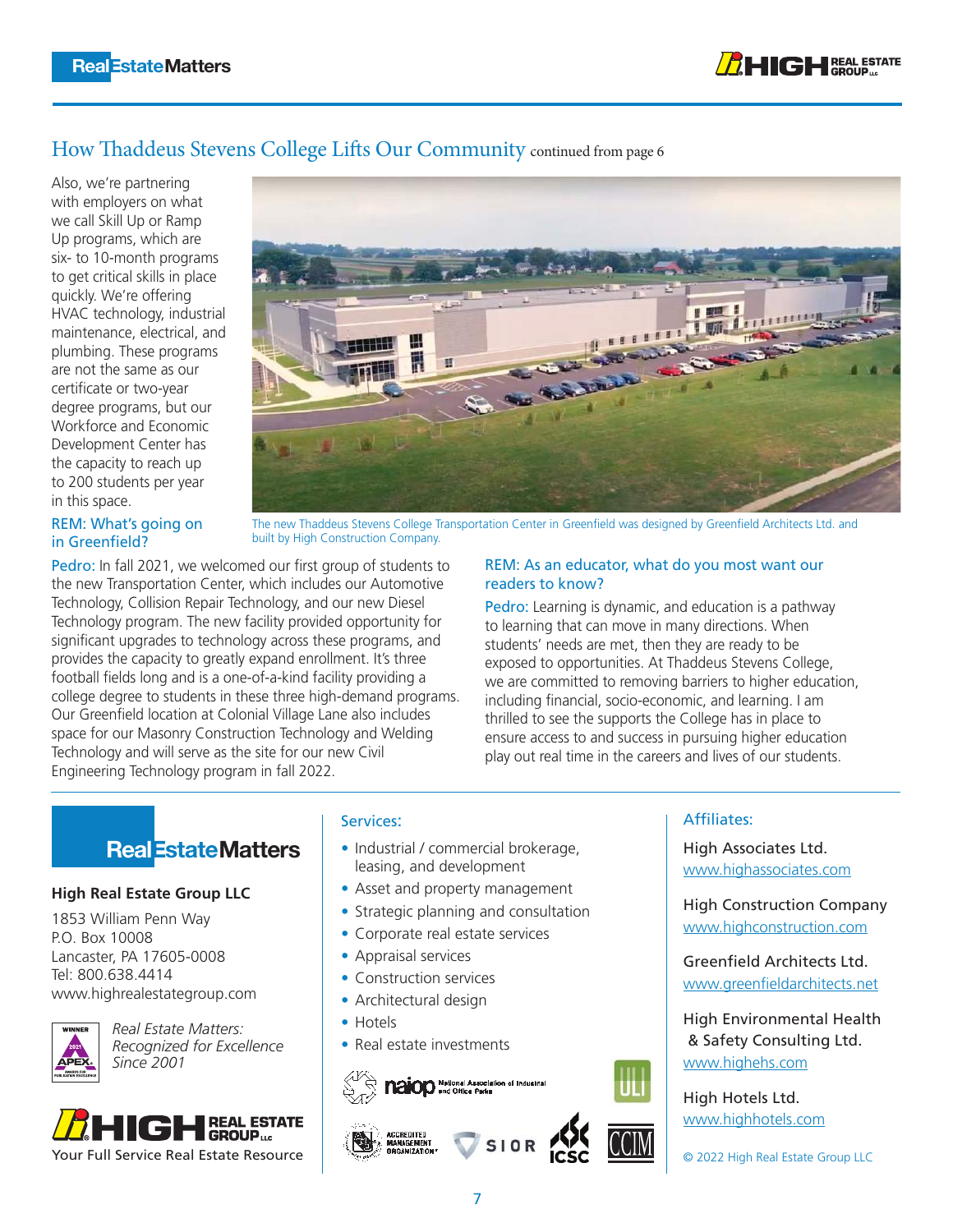## How Thaddeus Stevens College Lifts Our Community continued from page 6

Also, we're partnering with employers on what we call Skill Up or Ramp Up programs, which are six- to 10-month programs to get critical skills in place quickly. We're offering HVAC technology, industrial maintenance, electrical, and plumbing. These programs are not the same as our certificate or two-year degree programs, but our Workforce and Economic Development Center has the capacity to reach up to 200 students per year in this space.

The new Thaddeus Stevens College Transportation Center in Greenfield was designed by Greenfield Architects Ltd. and built by High Construction Company.

**REM: What's going on in Greenfield?**

**Pedro:** In fall 2021, we welcomed our first group of students to the new Transportation Center, which includes our Automotive Technology, Collision Repair Technology, and our new Diesel Technology program. The new facility provided opportunity for significant upgrades to technology across these programs, and provides the capacity to greatly expand enrollment. It's three football fields long and is a one-of-a-kind facility providing a college degree to students in these three high-demand programs. Our Greenfield location at Colonial Village Lane also includes space for our Masonry Construction Technology and Welding Technology and will serve as the site for our new Civil Engineering Technology program in fall 2022.

**REM: As an educator, what do you most want our readers to know?**

**Pedro:** Learning is dynamic, and education is a pathway to learning that can move in many directions. When students' needs are met, then they are ready to be exposed to opportunities. At Thaddeus Stevens College, we are committed to removing barriers to higher education, including financial, socio-economic, and learning. I am thrilled to see the supports the College has in place to ensure access to and success in pursuing higher education play out real time in the careers and lives of our students.

---

**RealEstateMatters**

**High Real Estate Group LLC**

1853 William Penn Way
P.O. Box 10008
Lancaster, PA 17605-0008
Tel: 800.638.4414
www.highrealestategroup.com

WINNER 2021 APEX AWARDS FOR PUBLICATION EXCELLENCE

*Real Estate Matters: Recognized for Excellence Since 2001*

HIGH REAL ESTATE GROUP LLC
Your Full Service Real Estate Resource

### Services:

- Industrial / commercial brokerage, leasing, and development
- Asset and property management
- Strategic planning and consultation
- Corporate real estate services
- Appraisal services
- Construction services
- Architectural design
- Hotels
- Real estate investments

naiop National Association of Industrial and Office Parks
ULI
ACCREDITED MANAGEMENT ORGANIZATION
SIOR
ICSC
CCIM

### Affiliates:

High Associates Ltd.
www.highassociates.com

High Construction Company
www.highconstruction.com

Greenfield Architects Ltd.
www.greenfieldarchitects.net

High Environmental Health & Safety Consulting Ltd.
www.highehs.com

High Hotels Ltd.
www.highhotels.com

© 2022 High Real Estate Group LLC